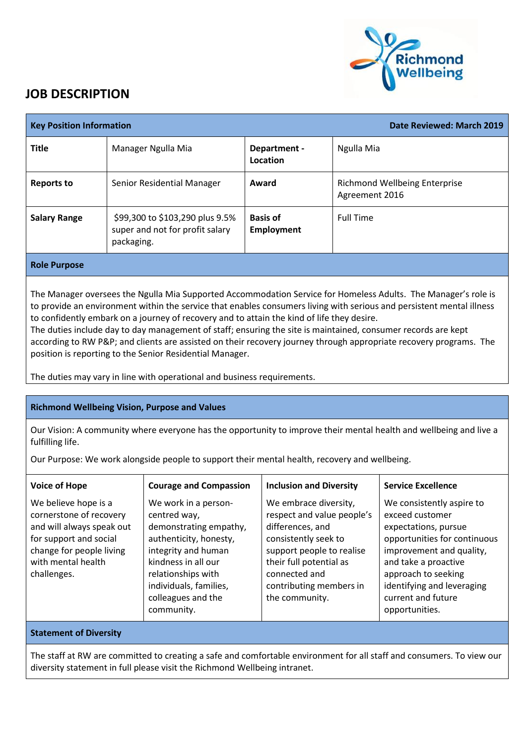# JOB DESCRIPTION

| Key Position Information | | | Date Reviewed: March 2019 |
|---|---|---|---|
| **Title** | Manager Ngulla Mia | **Department - Location** | Ngulla Mia |
| **Reports to** | Senior Residential Manager | **Award** | Richmond Wellbeing Enterprise Agreement 2016 |
| **Salary Range** | $99,300 to $103,290 plus 9.5% super and not for profit salary packaging. | **Basis of Employment** | Full Time |

## Role Purpose

The Manager oversees the Ngulla Mia Supported Accommodation Service for Homeless Adults. The Manager's role is to provide an environment within the service that enables consumers living with serious and persistent mental illness to confidently embark on a journey of recovery and to attain the kind of life they desire.
The duties include day to day management of staff; ensuring the site is maintained, consumer records are kept according to RW P&P; and clients are assisted on their recovery journey through appropriate recovery programs. The position is reporting to the Senior Residential Manager.

The duties may vary in line with operational and business requirements.

## Richmond Wellbeing Vision, Purpose and Values

Our Vision: A community where everyone has the opportunity to improve their mental health and wellbeing and live a fulfilling life.

Our Purpose: We work alongside people to support their mental health, recovery and wellbeing.

| Voice of Hope | Courage and Compassion | Inclusion and Diversity | Service Excellence |
|---|---|---|---|
| We believe hope is a cornerstone of recovery and will always speak out for support and social change for people living with mental health challenges. | We work in a person-centred way, demonstrating empathy, authenticity, honesty, integrity and human kindness in all our relationships with individuals, families, colleagues and the community. | We embrace diversity, respect and value people's differences, and consistently seek to support people to realise their full potential as connected and contributing members in the community. | We consistently aspire to exceed customer expectations, pursue opportunities for continuous improvement and quality, and take a proactive approach to seeking identifying and leveraging current and future opportunities. |

## Statement of Diversity

The staff at RW are committed to creating a safe and comfortable environment for all staff and consumers. To view our diversity statement in full please visit the Richmond Wellbeing intranet.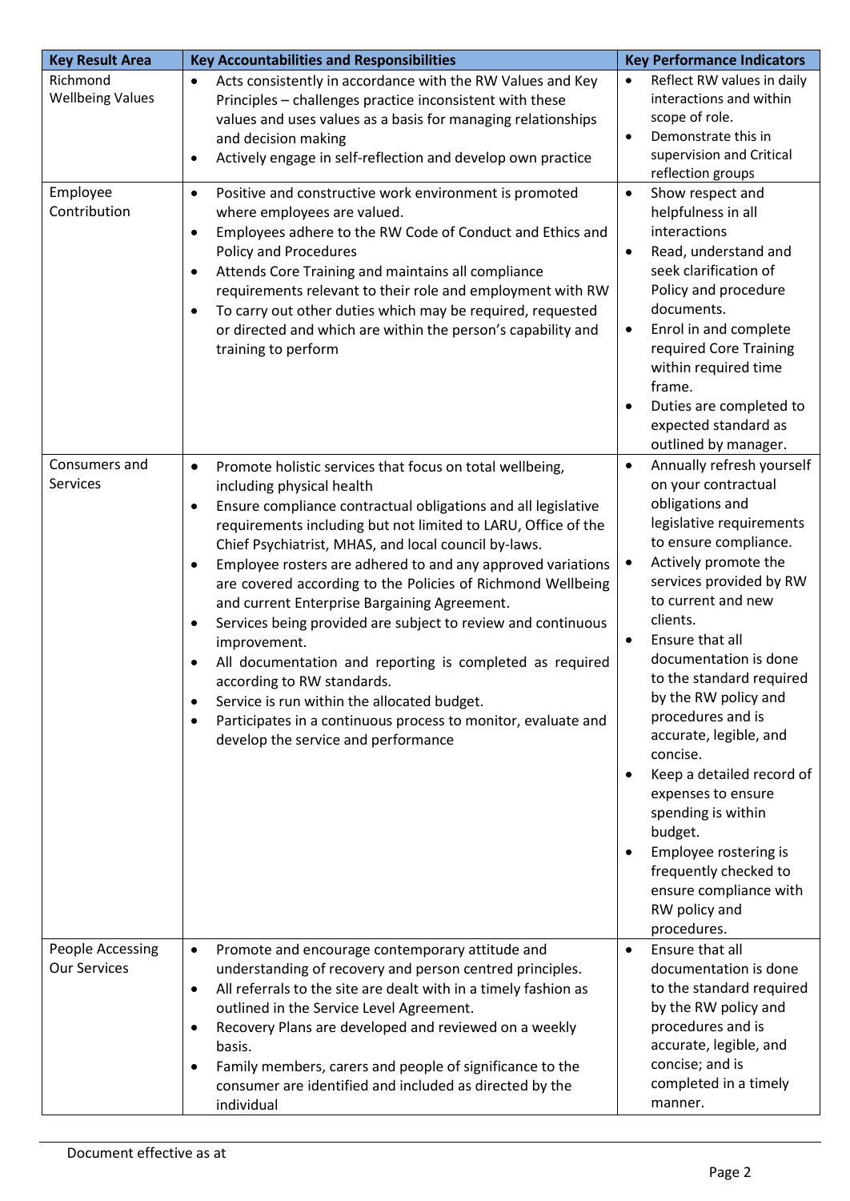| Key Result Area | Key Accountabilities and Responsibilities | Key Performance Indicators |
|---|---|---|
| Richmond Wellbeing Values | • Acts consistently in accordance with the RW Values and Key Principles – challenges practice inconsistent with these values and uses values as a basis for managing relationships and decision making<br>• Actively engage in self-reflection and develop own practice | • Reflect RW values in daily interactions and within scope of role.<br>• Demonstrate this in supervision and Critical reflection groups |
| Employee Contribution | • Positive and constructive work environment is promoted where employees are valued.<br>• Employees adhere to the RW Code of Conduct and Ethics and Policy and Procedures<br>• Attends Core Training and maintains all compliance requirements relevant to their role and employment with RW<br>• To carry out other duties which may be required, requested or directed and which are within the person's capability and training to perform | • Show respect and helpfulness in all interactions<br>• Read, understand and seek clarification of Policy and procedure documents.<br>• Enrol in and complete required Core Training within required time frame.<br>• Duties are completed to expected standard as outlined by manager. |
| Consumers and Services | • Promote holistic services that focus on total wellbeing, including physical health<br>• Ensure compliance contractual obligations and all legislative requirements including but not limited to LARU, Office of the Chief Psychiatrist, MHAS, and local council by-laws.<br>• Employee rosters are adhered to and any approved variations are covered according to the Policies of Richmond Wellbeing and current Enterprise Bargaining Agreement.<br>• Services being provided are subject to review and continuous improvement.<br>• All documentation and reporting is completed as required according to RW standards.<br>• Service is run within the allocated budget.<br>• Participates in a continuous process to monitor, evaluate and develop the service and performance | • Annually refresh yourself on your contractual obligations and legislative requirements to ensure compliance.<br>• Actively promote the services provided by RW to current and new clients.<br>• Ensure that all documentation is done to the standard required by the RW policy and procedures and is accurate, legible, and concise.<br>• Keep a detailed record of expenses to ensure spending is within budget.<br>• Employee rostering is frequently checked to ensure compliance with RW policy and procedures. |
| People Accessing Our Services | • Promote and encourage contemporary attitude and understanding of recovery and person centred principles.<br>• All referrals to the site are dealt with in a timely fashion as outlined in the Service Level Agreement.<br>• Recovery Plans are developed and reviewed on a weekly basis.<br>• Family members, carers and people of significance to the consumer are identified and included as directed by the individual | • Ensure that all documentation is done to the standard required by the RW policy and procedures and is accurate, legible, and concise; and is completed in a timely manner. |

Document effective as at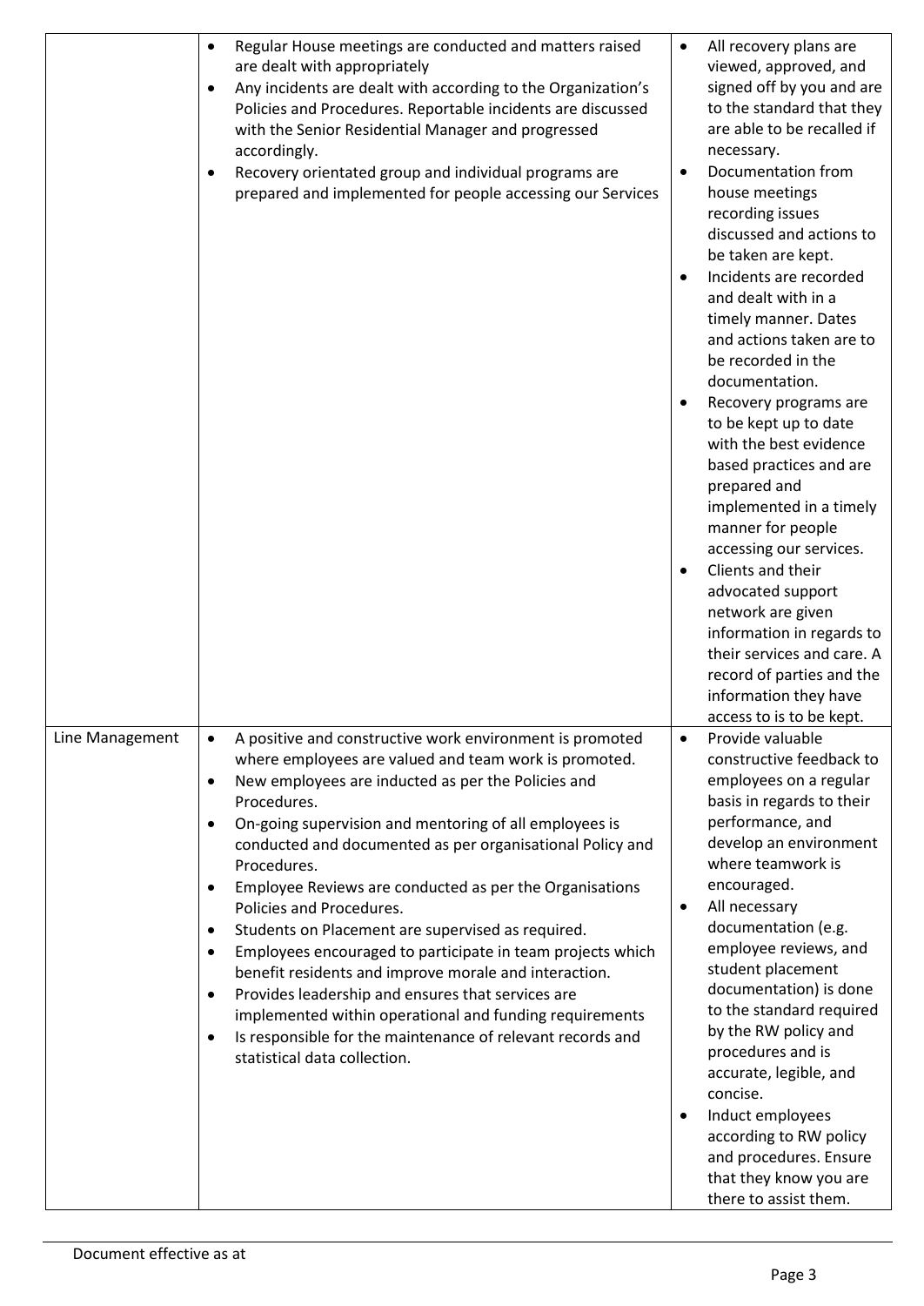| | | |
|---|---|---|
| | • Regular House meetings are conducted and matters raised are dealt with appropriately<br>• Any incidents are dealt with according to the Organization's Policies and Procedures. Reportable incidents are discussed with the Senior Residential Manager and progressed accordingly.<br>• Recovery orientated group and individual programs are prepared and implemented for people accessing our Services | • All recovery plans are viewed, approved, and signed off by you and are to the standard that they are able to be recalled if necessary.<br>• Documentation from house meetings recording issues discussed and actions to be taken are kept.<br>• Incidents are recorded and dealt with in a timely manner. Dates and actions taken are to be recorded in the documentation.<br>• Recovery programs are to be kept up to date with the best evidence based practices and are prepared and implemented in a timely manner for people accessing our services.<br>• Clients and their advocated support network are given information in regards to their services and care. A record of parties and the information they have access to is to be kept. |
| Line Management | • A positive and constructive work environment is promoted where employees are valued and team work is promoted.<br>• New employees are inducted as per the Policies and Procedures.<br>• On-going supervision and mentoring of all employees is conducted and documented as per organisational Policy and Procedures.<br>• Employee Reviews are conducted as per the Organisations Policies and Procedures.<br>• Students on Placement are supervised as required.<br>• Employees encouraged to participate in team projects which benefit residents and improve morale and interaction.<br>• Provides leadership and ensures that services are implemented within operational and funding requirements<br>• Is responsible for the maintenance of relevant records and statistical data collection. | • Provide valuable constructive feedback to employees on a regular basis in regards to their performance, and develop an environment where teamwork is encouraged.<br>• All necessary documentation (e.g. employee reviews, and student placement documentation) is done to the standard required by the RW policy and procedures and is accurate, legible, and concise.<br>• Induct employees according to RW policy and procedures. Ensure that they know you are there to assist them. |

Document effective as at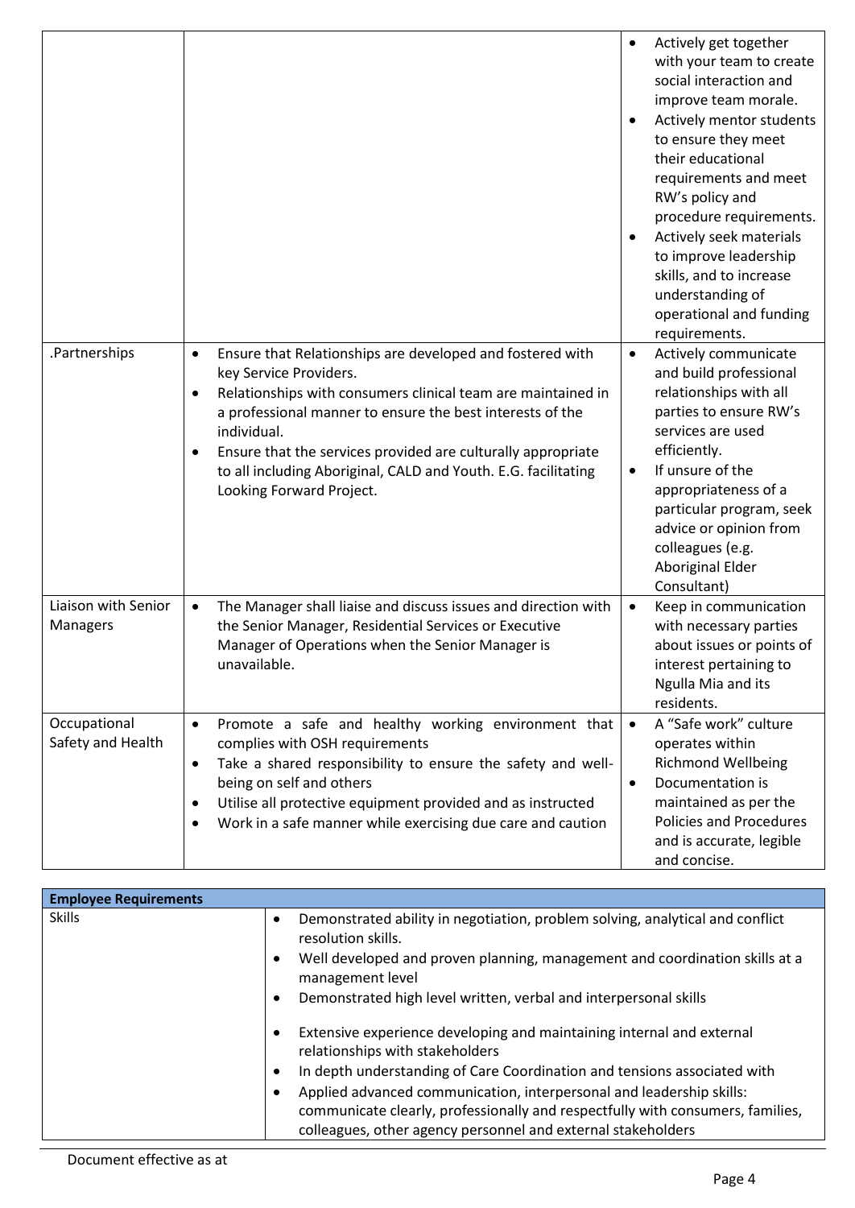| | | |
|---|---|---|
| | | • Actively get together with your team to create social interaction and improve team morale.<br>• Actively mentor students to ensure they meet their educational requirements and meet RW's policy and procedure requirements.<br>• Actively seek materials to improve leadership skills, and to increase understanding of operational and funding requirements. |
| .Partnerships | • Ensure that Relationships are developed and fostered with key Service Providers.<br>• Relationships with consumers clinical team are maintained in a professional manner to ensure the best interests of the individual.<br>• Ensure that the services provided are culturally appropriate to all including Aboriginal, CALD and Youth. E.G. facilitating Looking Forward Project. | • Actively communicate and build professional relationships with all parties to ensure RW's services are used efficiently.<br>• If unsure of the appropriateness of a particular program, seek advice or opinion from colleagues (e.g. Aboriginal Elder Consultant) |
| Liaison with Senior Managers | • The Manager shall liaise and discuss issues and direction with the Senior Manager, Residential Services or Executive Manager of Operations when the Senior Manager is unavailable. | • Keep in communication with necessary parties about issues or points of interest pertaining to Ngulla Mia and its residents. |
| Occupational Safety and Health | • Promote a safe and healthy working environment that complies with OSH requirements<br>• Take a shared responsibility to ensure the safety and well-being on self and others<br>• Utilise all protective equipment provided and as instructed<br>• Work in a safe manner while exercising due care and caution | • A "Safe work" culture operates within Richmond Wellbeing<br>• Documentation is maintained as per the Policies and Procedures and is accurate, legible and concise. |

| **Employee Requirements** | |
|---|---|
| Skills | • Demonstrated ability in negotiation, problem solving, analytical and conflict resolution skills.<br>• Well developed and proven planning, management and coordination skills at a management level<br>• Demonstrated high level written, verbal and interpersonal skills<br>• Extensive experience developing and maintaining internal and external relationships with stakeholders<br>• In depth understanding of Care Coordination and tensions associated with<br>• Applied advanced communication, interpersonal and leadership skills: communicate clearly, professionally and respectfully with consumers, families, colleagues, other agency personnel and external stakeholders |

Document effective as at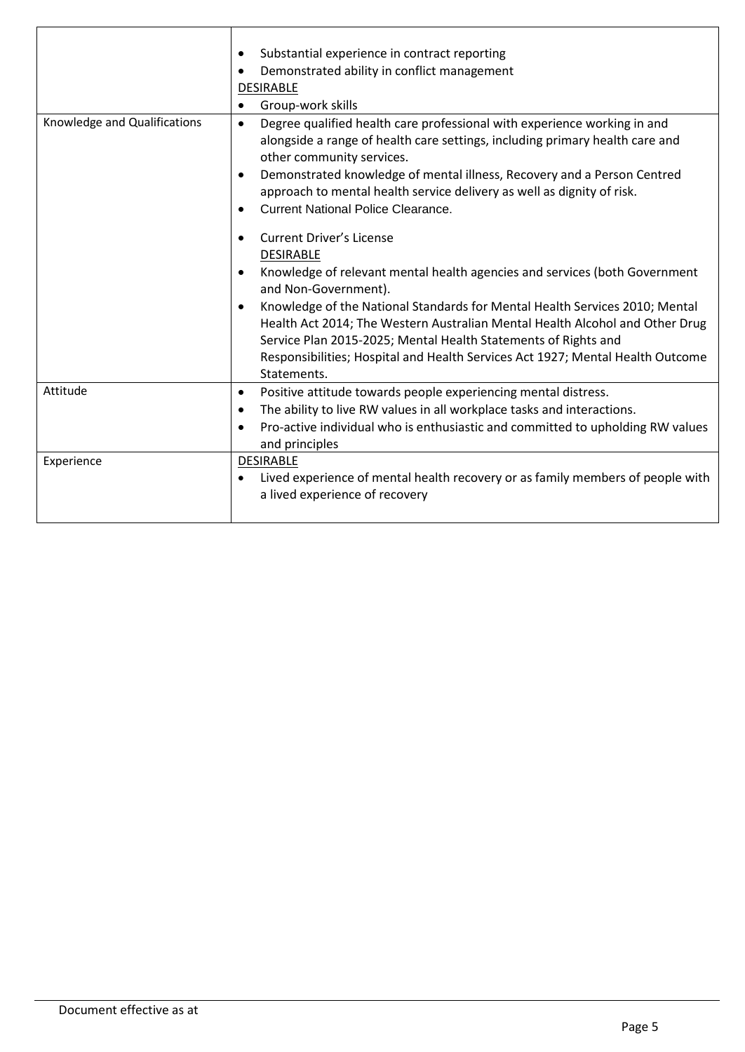| | |
|---|---|
| | • Substantial experience in contract reporting<br>• Demonstrated ability in conflict management<br><u>DESIRABLE</u><br>• Group-work skills |
| Knowledge and Qualifications | • Degree qualified health care professional with experience working in and alongside a range of health care settings, including primary health care and other community services.<br>• Demonstrated knowledge of mental illness, Recovery and a Person Centred approach to mental health service delivery as well as dignity of risk.<br>• Current National Police Clearance.<br>• Current Driver's License<br><u>DESIRABLE</u><br>• Knowledge of relevant mental health agencies and services (both Government and Non-Government).<br>• Knowledge of the National Standards for Mental Health Services 2010; Mental Health Act 2014; The Western Australian Mental Health Alcohol and Other Drug Service Plan 2015-2025; Mental Health Statements of Rights and Responsibilities; Hospital and Health Services Act 1927; Mental Health Outcome Statements. |
| Attitude | • Positive attitude towards people experiencing mental distress.<br>• The ability to live RW values in all workplace tasks and interactions.<br>• Pro-active individual who is enthusiastic and committed to upholding RW values and principles |
| Experience | <u>DESIRABLE</u><br>• Lived experience of mental health recovery or as family members of people with a lived experience of recovery |

Document effective as at